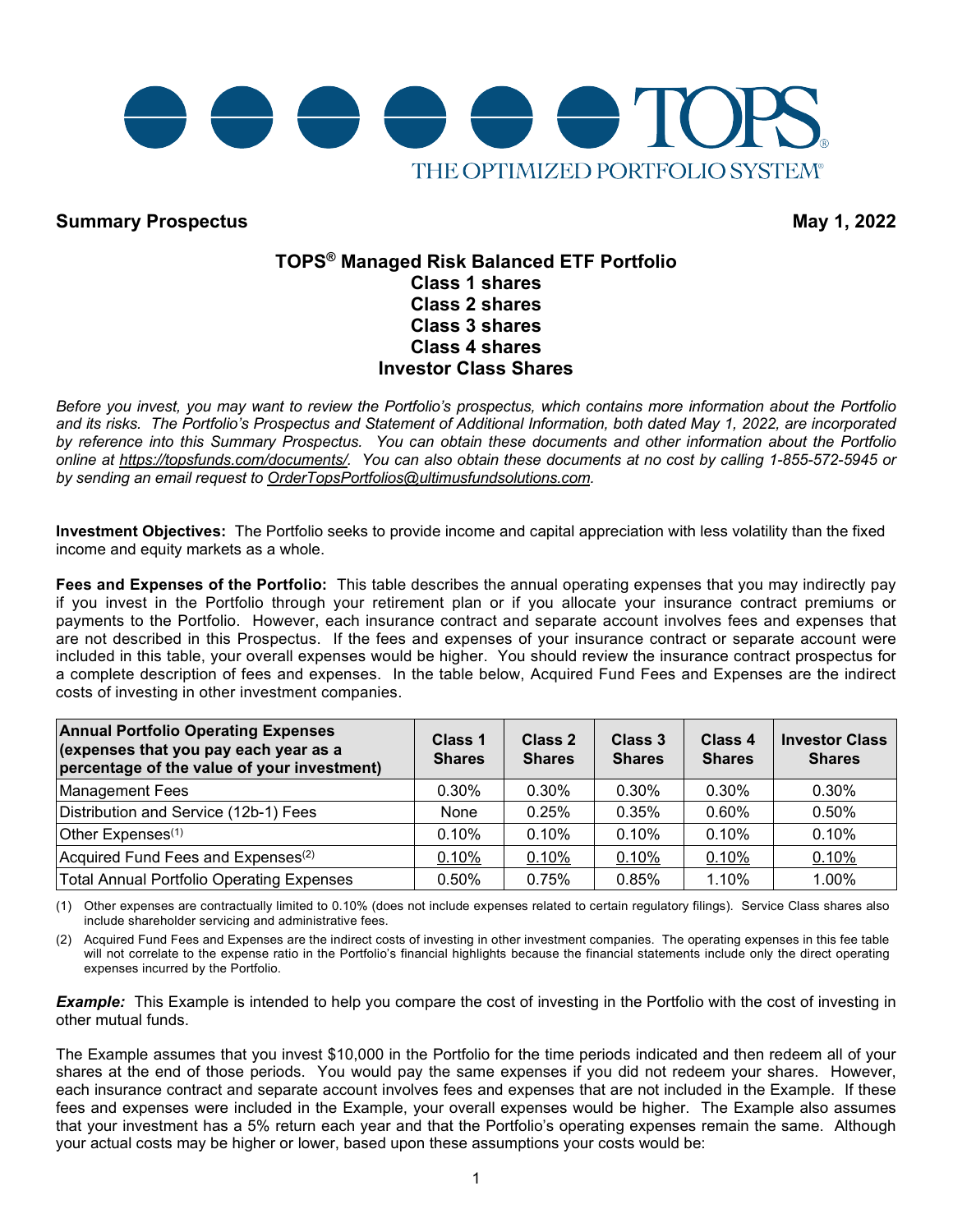TOPS®

THE OPTIMIZED PORTFOLIO SYSTEM®

**Summary Prospectus** **May 1, 2022**

## TOPS® Managed Risk Balanced ETF Portfolio
## Class 1 shares
## Class 2 shares
## Class 3 shares
## Class 4 shares
## Investor Class Shares

*Before you invest, you may want to review the Portfolio's prospectus, which contains more information about the Portfolio and its risks. The Portfolio's Prospectus and Statement of Additional Information, both dated May 1, 2022, are incorporated by reference into this Summary Prospectus. You can obtain these documents and other information about the Portfolio online at https://topsfunds.com/documents/. You can also obtain these documents at no cost by calling 1-855-572-5945 or by sending an email request to OrderTopsPortfolios@ultimusfundsolutions.com.*

**Investment Objectives:** The Portfolio seeks to provide income and capital appreciation with less volatility than the fixed income and equity markets as a whole.

**Fees and Expenses of the Portfolio:** This table describes the annual operating expenses that you may indirectly pay if you invest in the Portfolio through your retirement plan or if you allocate your insurance contract premiums or payments to the Portfolio. However, each insurance contract and separate account involves fees and expenses that are not described in this Prospectus. If the fees and expenses of your insurance contract or separate account were included in this table, your overall expenses would be higher. You should review the insurance contract prospectus for a complete description of fees and expenses. In the table below, Acquired Fund Fees and Expenses are the indirect costs of investing in other investment companies.

| Annual Portfolio Operating Expenses (expenses that you pay each year as a percentage of the value of your investment) | Class 1 Shares | Class 2 Shares | Class 3 Shares | Class 4 Shares | Investor Class Shares |
|---|---|---|---|---|---|
| Management Fees | 0.30% | 0.30% | 0.30% | 0.30% | 0.30% |
| Distribution and Service (12b-1) Fees | None | 0.25% | 0.35% | 0.60% | 0.50% |
| Other Expenses(1) | 0.10% | 0.10% | 0.10% | 0.10% | 0.10% |
| Acquired Fund Fees and Expenses(2) | 0.10% | 0.10% | 0.10% | 0.10% | 0.10% |
| Total Annual Portfolio Operating Expenses | 0.50% | 0.75% | 0.85% | 1.10% | 1.00% |

(1) Other expenses are contractually limited to 0.10% (does not include expenses related to certain regulatory filings). Service Class shares also include shareholder servicing and administrative fees.

(2) Acquired Fund Fees and Expenses are the indirect costs of investing in other investment companies. The operating expenses in this fee table will not correlate to the expense ratio in the Portfolio's financial highlights because the financial statements include only the direct operating expenses incurred by the Portfolio.

***Example:*** This Example is intended to help you compare the cost of investing in the Portfolio with the cost of investing in other mutual funds.

The Example assumes that you invest $10,000 in the Portfolio for the time periods indicated and then redeem all of your shares at the end of those periods. You would pay the same expenses if you did not redeem your shares. However, each insurance contract and separate account involves fees and expenses that are not included in the Example. If these fees and expenses were included in the Example, your overall expenses would be higher. The Example also assumes that your investment has a 5% return each year and that the Portfolio's operating expenses remain the same. Although your actual costs may be higher or lower, based upon these assumptions your costs would be: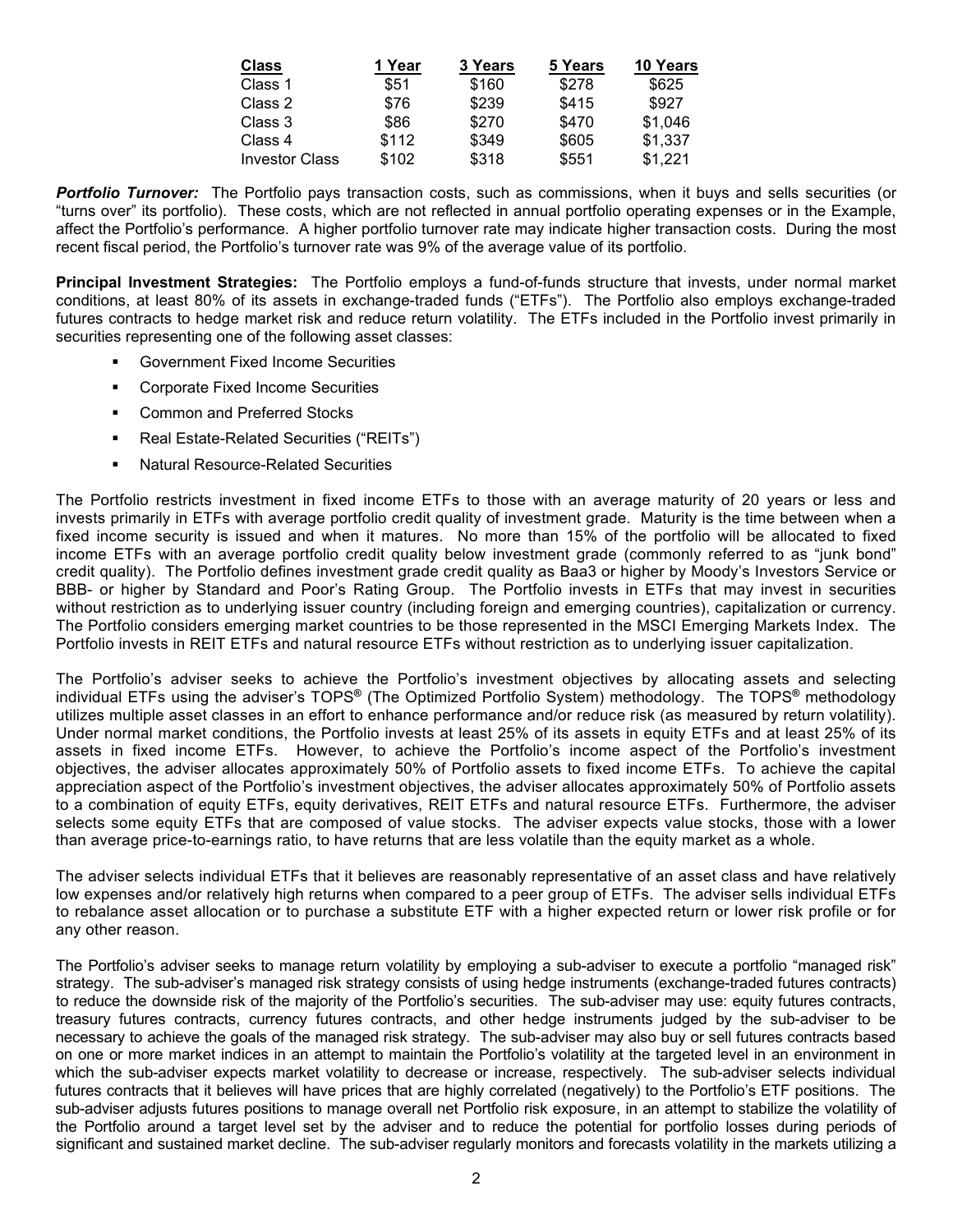| Class | 1 Year | 3 Years | 5 Years | 10 Years |
|---|---|---|---|---|
| Class 1 | $51 | $160 | $278 | $625 |
| Class 2 | $76 | $239 | $415 | $927 |
| Class 3 | $86 | $270 | $470 | $1,046 |
| Class 4 | $112 | $349 | $605 | $1,337 |
| Investor Class | $102 | $318 | $551 | $1,221 |

***Portfolio Turnover:*** The Portfolio pays transaction costs, such as commissions, when it buys and sells securities (or "turns over" its portfolio). These costs, which are not reflected in annual portfolio operating expenses or in the Example, affect the Portfolio's performance. A higher portfolio turnover rate may indicate higher transaction costs. During the most recent fiscal period, the Portfolio's turnover rate was 9% of the average value of its portfolio.

**Principal Investment Strategies:** The Portfolio employs a fund-of-funds structure that invests, under normal market conditions, at least 80% of its assets in exchange-traded funds ("ETFs"). The Portfolio also employs exchange-traded futures contracts to hedge market risk and reduce return volatility. The ETFs included in the Portfolio invest primarily in securities representing one of the following asset classes:

- Government Fixed Income Securities
- Corporate Fixed Income Securities
- Common and Preferred Stocks
- Real Estate-Related Securities ("REITs")
- Natural Resource-Related Securities

The Portfolio restricts investment in fixed income ETFs to those with an average maturity of 20 years or less and invests primarily in ETFs with average portfolio credit quality of investment grade. Maturity is the time between when a fixed income security is issued and when it matures. No more than 15% of the portfolio will be allocated to fixed income ETFs with an average portfolio credit quality below investment grade (commonly referred to as "junk bond" credit quality). The Portfolio defines investment grade credit quality as Baa3 or higher by Moody's Investors Service or BBB- or higher by Standard and Poor's Rating Group. The Portfolio invests in ETFs that may invest in securities without restriction as to underlying issuer country (including foreign and emerging countries), capitalization or currency. The Portfolio considers emerging market countries to be those represented in the MSCI Emerging Markets Index. The Portfolio invests in REIT ETFs and natural resource ETFs without restriction as to underlying issuer capitalization.

The Portfolio's adviser seeks to achieve the Portfolio's investment objectives by allocating assets and selecting individual ETFs using the adviser's TOPS® (The Optimized Portfolio System) methodology. The TOPS® methodology utilizes multiple asset classes in an effort to enhance performance and/or reduce risk (as measured by return volatility). Under normal market conditions, the Portfolio invests at least 25% of its assets in equity ETFs and at least 25% of its assets in fixed income ETFs. However, to achieve the Portfolio's income aspect of the Portfolio's investment objectives, the adviser allocates approximately 50% of Portfolio assets to fixed income ETFs. To achieve the capital appreciation aspect of the Portfolio's investment objectives, the adviser allocates approximately 50% of Portfolio assets to a combination of equity ETFs, equity derivatives, REIT ETFs and natural resource ETFs. Furthermore, the adviser selects some equity ETFs that are composed of value stocks. The adviser expects value stocks, those with a lower than average price-to-earnings ratio, to have returns that are less volatile than the equity market as a whole.

The adviser selects individual ETFs that it believes are reasonably representative of an asset class and have relatively low expenses and/or relatively high returns when compared to a peer group of ETFs. The adviser sells individual ETFs to rebalance asset allocation or to purchase a substitute ETF with a higher expected return or lower risk profile or for any other reason.

The Portfolio's adviser seeks to manage return volatility by employing a sub-adviser to execute a portfolio "managed risk" strategy. The sub-adviser's managed risk strategy consists of using hedge instruments (exchange-traded futures contracts) to reduce the downside risk of the majority of the Portfolio's securities. The sub-adviser may use: equity futures contracts, treasury futures contracts, currency futures contracts, and other hedge instruments judged by the sub-adviser to be necessary to achieve the goals of the managed risk strategy. The sub-adviser may also buy or sell futures contracts based on one or more market indices in an attempt to maintain the Portfolio's volatility at the targeted level in an environment in which the sub-adviser expects market volatility to decrease or increase, respectively. The sub-adviser selects individual futures contracts that it believes will have prices that are highly correlated (negatively) to the Portfolio's ETF positions. The sub-adviser adjusts futures positions to manage overall net Portfolio risk exposure, in an attempt to stabilize the volatility of the Portfolio around a target level set by the adviser and to reduce the potential for portfolio losses during periods of significant and sustained market decline. The sub-adviser regularly monitors and forecasts volatility in the markets utilizing a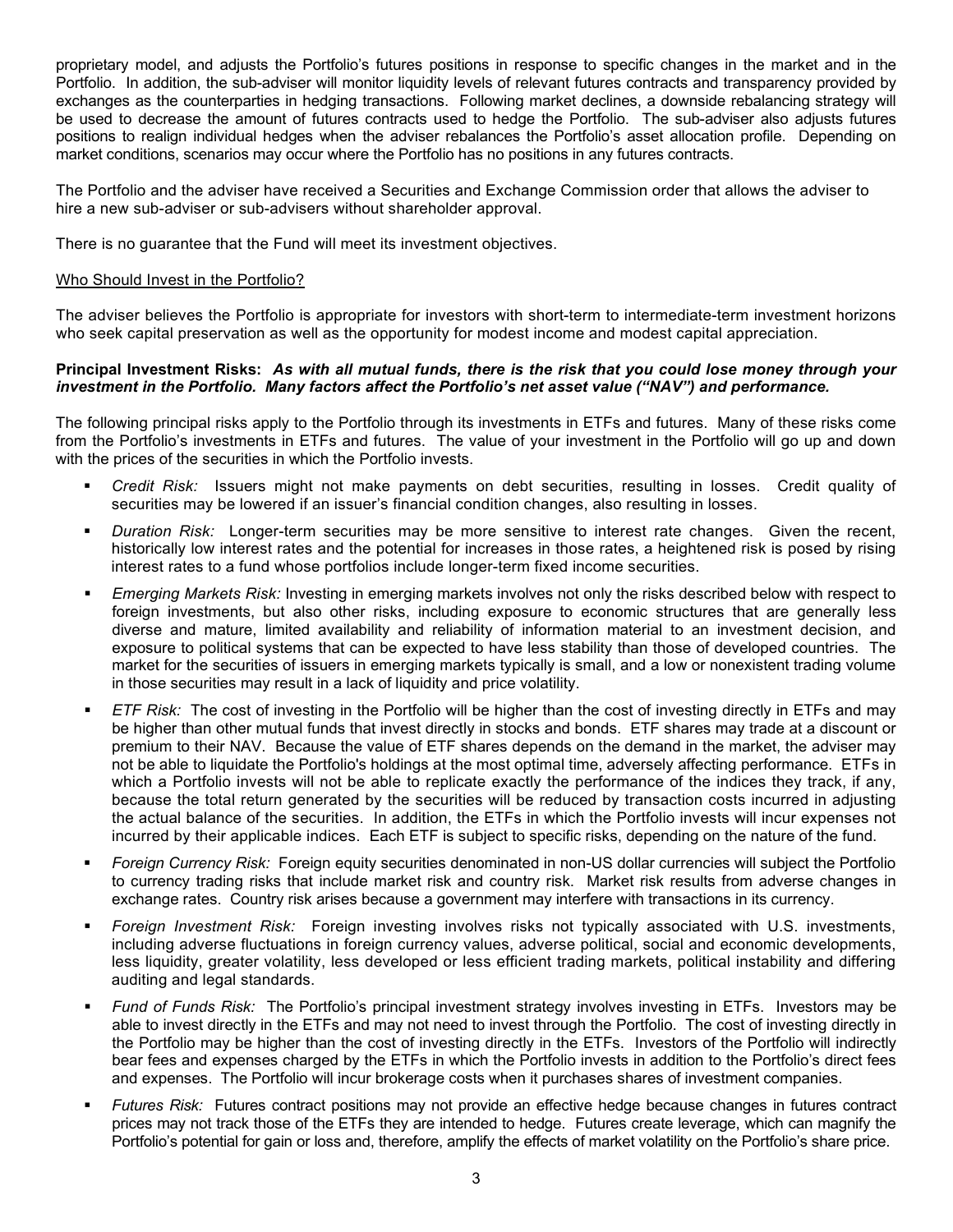proprietary model, and adjusts the Portfolio's futures positions in response to specific changes in the market and in the Portfolio. In addition, the sub-adviser will monitor liquidity levels of relevant futures contracts and transparency provided by exchanges as the counterparties in hedging transactions. Following market declines, a downside rebalancing strategy will be used to decrease the amount of futures contracts used to hedge the Portfolio. The sub-adviser also adjusts futures positions to realign individual hedges when the adviser rebalances the Portfolio's asset allocation profile. Depending on market conditions, scenarios may occur where the Portfolio has no positions in any futures contracts.

The Portfolio and the adviser have received a Securities and Exchange Commission order that allows the adviser to hire a new sub-adviser or sub-advisers without shareholder approval.

There is no guarantee that the Fund will meet its investment objectives.

Who Should Invest in the Portfolio?

The adviser believes the Portfolio is appropriate for investors with short-term to intermediate-term investment horizons who seek capital preservation as well as the opportunity for modest income and modest capital appreciation.

**Principal Investment Risks:** ***As with all mutual funds, there is the risk that you could lose money through your investment in the Portfolio. Many factors affect the Portfolio's net asset value ("NAV") and performance.***

The following principal risks apply to the Portfolio through its investments in ETFs and futures. Many of these risks come from the Portfolio's investments in ETFs and futures. The value of your investment in the Portfolio will go up and down with the prices of the securities in which the Portfolio invests.

- *Credit Risk:* Issuers might not make payments on debt securities, resulting in losses. Credit quality of securities may be lowered if an issuer's financial condition changes, also resulting in losses.
- *Duration Risk:* Longer-term securities may be more sensitive to interest rate changes. Given the recent, historically low interest rates and the potential for increases in those rates, a heightened risk is posed by rising interest rates to a fund whose portfolios include longer-term fixed income securities.
- *Emerging Markets Risk:* Investing in emerging markets involves not only the risks described below with respect to foreign investments, but also other risks, including exposure to economic structures that are generally less diverse and mature, limited availability and reliability of information material to an investment decision, and exposure to political systems that can be expected to have less stability than those of developed countries. The market for the securities of issuers in emerging markets typically is small, and a low or nonexistent trading volume in those securities may result in a lack of liquidity and price volatility.
- *ETF Risk:* The cost of investing in the Portfolio will be higher than the cost of investing directly in ETFs and may be higher than other mutual funds that invest directly in stocks and bonds. ETF shares may trade at a discount or premium to their NAV. Because the value of ETF shares depends on the demand in the market, the adviser may not be able to liquidate the Portfolio's holdings at the most optimal time, adversely affecting performance. ETFs in which a Portfolio invests will not be able to replicate exactly the performance of the indices they track, if any, because the total return generated by the securities will be reduced by transaction costs incurred in adjusting the actual balance of the securities. In addition, the ETFs in which the Portfolio invests will incur expenses not incurred by their applicable indices. Each ETF is subject to specific risks, depending on the nature of the fund.
- *Foreign Currency Risk:* Foreign equity securities denominated in non-US dollar currencies will subject the Portfolio to currency trading risks that include market risk and country risk. Market risk results from adverse changes in exchange rates. Country risk arises because a government may interfere with transactions in its currency.
- *Foreign Investment Risk:* Foreign investing involves risks not typically associated with U.S. investments, including adverse fluctuations in foreign currency values, adverse political, social and economic developments, less liquidity, greater volatility, less developed or less efficient trading markets, political instability and differing auditing and legal standards.
- *Fund of Funds Risk:* The Portfolio's principal investment strategy involves investing in ETFs. Investors may be able to invest directly in the ETFs and may not need to invest through the Portfolio. The cost of investing directly in the Portfolio may be higher than the cost of investing directly in the ETFs. Investors of the Portfolio will indirectly bear fees and expenses charged by the ETFs in which the Portfolio invests in addition to the Portfolio's direct fees and expenses. The Portfolio will incur brokerage costs when it purchases shares of investment companies.
- *Futures Risk:* Futures contract positions may not provide an effective hedge because changes in futures contract prices may not track those of the ETFs they are intended to hedge. Futures create leverage, which can magnify the Portfolio's potential for gain or loss and, therefore, amplify the effects of market volatility on the Portfolio's share price.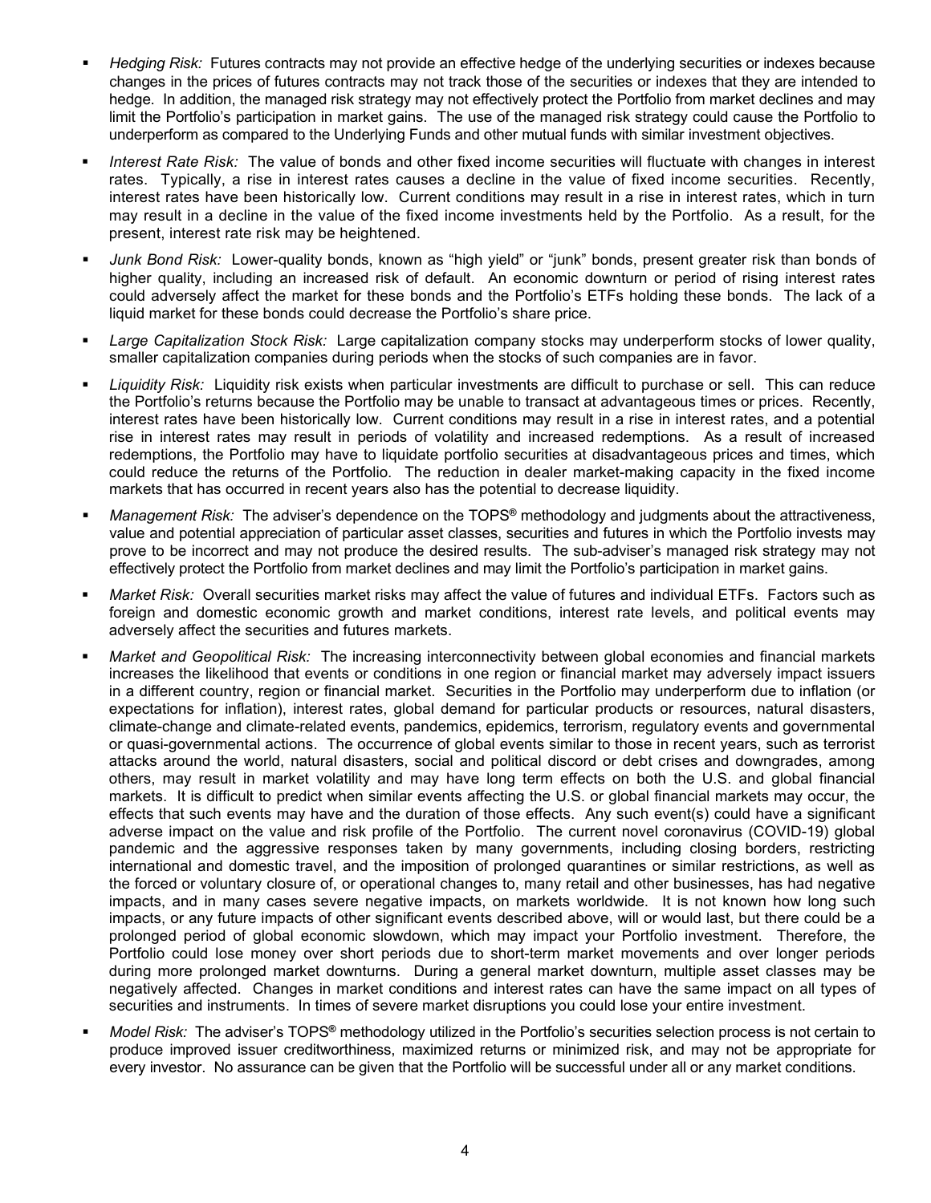- *Hedging Risk:* Futures contracts may not provide an effective hedge of the underlying securities or indexes because changes in the prices of futures contracts may not track those of the securities or indexes that they are intended to hedge. In addition, the managed risk strategy may not effectively protect the Portfolio from market declines and may limit the Portfolio's participation in market gains. The use of the managed risk strategy could cause the Portfolio to underperform as compared to the Underlying Funds and other mutual funds with similar investment objectives.
- *Interest Rate Risk:* The value of bonds and other fixed income securities will fluctuate with changes in interest rates. Typically, a rise in interest rates causes a decline in the value of fixed income securities. Recently, interest rates have been historically low. Current conditions may result in a rise in interest rates, which in turn may result in a decline in the value of the fixed income investments held by the Portfolio. As a result, for the present, interest rate risk may be heightened.
- *Junk Bond Risk:* Lower-quality bonds, known as "high yield" or "junk" bonds, present greater risk than bonds of higher quality, including an increased risk of default. An economic downturn or period of rising interest rates could adversely affect the market for these bonds and the Portfolio's ETFs holding these bonds. The lack of a liquid market for these bonds could decrease the Portfolio's share price.
- *Large Capitalization Stock Risk:* Large capitalization company stocks may underperform stocks of lower quality, smaller capitalization companies during periods when the stocks of such companies are in favor.
- *Liquidity Risk:* Liquidity risk exists when particular investments are difficult to purchase or sell. This can reduce the Portfolio's returns because the Portfolio may be unable to transact at advantageous times or prices. Recently, interest rates have been historically low. Current conditions may result in a rise in interest rates, and a potential rise in interest rates may result in periods of volatility and increased redemptions. As a result of increased redemptions, the Portfolio may have to liquidate portfolio securities at disadvantageous prices and times, which could reduce the returns of the Portfolio. The reduction in dealer market-making capacity in the fixed income markets that has occurred in recent years also has the potential to decrease liquidity.
- *Management Risk:* The adviser's dependence on the TOPS® methodology and judgments about the attractiveness, value and potential appreciation of particular asset classes, securities and futures in which the Portfolio invests may prove to be incorrect and may not produce the desired results. The sub-adviser's managed risk strategy may not effectively protect the Portfolio from market declines and may limit the Portfolio's participation in market gains.
- *Market Risk:* Overall securities market risks may affect the value of futures and individual ETFs. Factors such as foreign and domestic economic growth and market conditions, interest rate levels, and political events may adversely affect the securities and futures markets.
- *Market and Geopolitical Risk:* The increasing interconnectivity between global economies and financial markets increases the likelihood that events or conditions in one region or financial market may adversely impact issuers in a different country, region or financial market. Securities in the Portfolio may underperform due to inflation (or expectations for inflation), interest rates, global demand for particular products or resources, natural disasters, climate-change and climate-related events, pandemics, epidemics, terrorism, regulatory events and governmental or quasi-governmental actions. The occurrence of global events similar to those in recent years, such as terrorist attacks around the world, natural disasters, social and political discord or debt crises and downgrades, among others, may result in market volatility and may have long term effects on both the U.S. and global financial markets. It is difficult to predict when similar events affecting the U.S. or global financial markets may occur, the effects that such events may have and the duration of those effects. Any such event(s) could have a significant adverse impact on the value and risk profile of the Portfolio. The current novel coronavirus (COVID-19) global pandemic and the aggressive responses taken by many governments, including closing borders, restricting international and domestic travel, and the imposition of prolonged quarantines or similar restrictions, as well as the forced or voluntary closure of, or operational changes to, many retail and other businesses, has had negative impacts, and in many cases severe negative impacts, on markets worldwide. It is not known how long such impacts, or any future impacts of other significant events described above, will or would last, but there could be a prolonged period of global economic slowdown, which may impact your Portfolio investment. Therefore, the Portfolio could lose money over short periods due to short-term market movements and over longer periods during more prolonged market downturns. During a general market downturn, multiple asset classes may be negatively affected. Changes in market conditions and interest rates can have the same impact on all types of securities and instruments. In times of severe market disruptions you could lose your entire investment.
- *Model Risk:* The adviser's TOPS® methodology utilized in the Portfolio's securities selection process is not certain to produce improved issuer creditworthiness, maximized returns or minimized risk, and may not be appropriate for every investor. No assurance can be given that the Portfolio will be successful under all or any market conditions.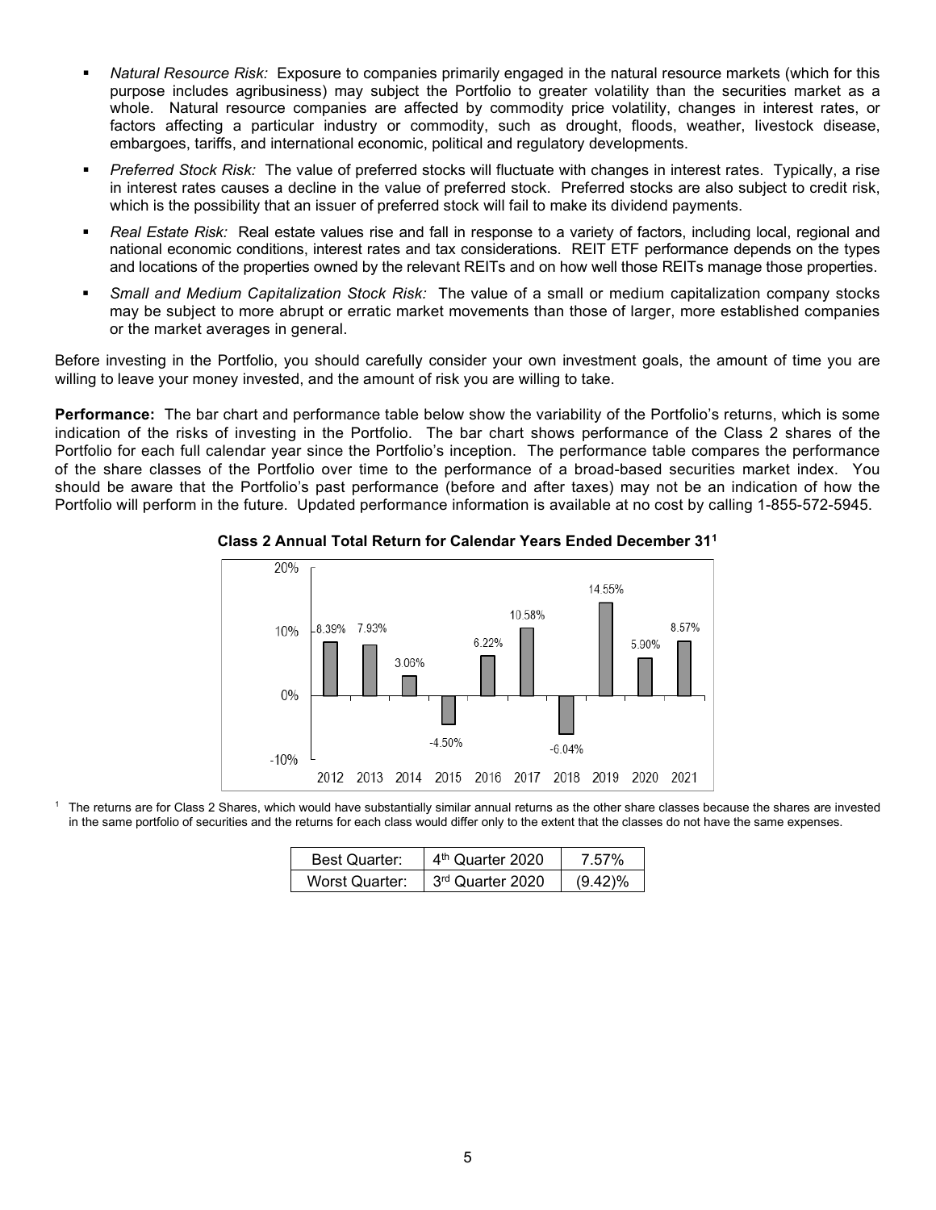- *Natural Resource Risk:* Exposure to companies primarily engaged in the natural resource markets (which for this purpose includes agribusiness) may subject the Portfolio to greater volatility than the securities market as a whole. Natural resource companies are affected by commodity price volatility, changes in interest rates, or factors affecting a particular industry or commodity, such as drought, floods, weather, livestock disease, embargoes, tariffs, and international economic, political and regulatory developments.
- *Preferred Stock Risk:* The value of preferred stocks will fluctuate with changes in interest rates. Typically, a rise in interest rates causes a decline in the value of preferred stock. Preferred stocks are also subject to credit risk, which is the possibility that an issuer of preferred stock will fail to make its dividend payments.
- *Real Estate Risk:* Real estate values rise and fall in response to a variety of factors, including local, regional and national economic conditions, interest rates and tax considerations. REIT ETF performance depends on the types and locations of the properties owned by the relevant REITs and on how well those REITs manage those properties.
- *Small and Medium Capitalization Stock Risk:* The value of a small or medium capitalization company stocks may be subject to more abrupt or erratic market movements than those of larger, more established companies or the market averages in general.

Before investing in the Portfolio, you should carefully consider your own investment goals, the amount of time you are willing to leave your money invested, and the amount of risk you are willing to take.

**Performance:** The bar chart and performance table below show the variability of the Portfolio's returns, which is some indication of the risks of investing in the Portfolio. The bar chart shows performance of the Class 2 shares of the Portfolio for each full calendar year since the Portfolio's inception. The performance table compares the performance of the share classes of the Portfolio over time to the performance of a broad-based securities market index. You should be aware that the Portfolio's past performance (before and after taxes) may not be an indication of how the Portfolio will perform in the future. Updated performance information is available at no cost by calling 1-855-572-5945.

**Class 2 Annual Total Return for Calendar Years Ended December 31[1]**

| Year | Return |
|---|---|
| 2012 | 8.39% |
| 2013 | 7.93% |
| 2014 | 3.06% |
| 2015 | -4.50% |
| 2016 | 6.22% |
| 2017 | 10.58% |
| 2018 | -6.04% |
| 2019 | 14.55% |
| 2020 | 5.90% |
| 2021 | 8.57% |

[1] The returns are for Class 2 Shares, which would have substantially similar annual returns as the other share classes because the shares are invested in the same portfolio of securities and the returns for each class would differ only to the extent that the classes do not have the same expenses.

| Best Quarter: | 4th Quarter 2020 | 7.57% |
|---|---|---|
| Worst Quarter: | 3rd Quarter 2020 | (9.42)% |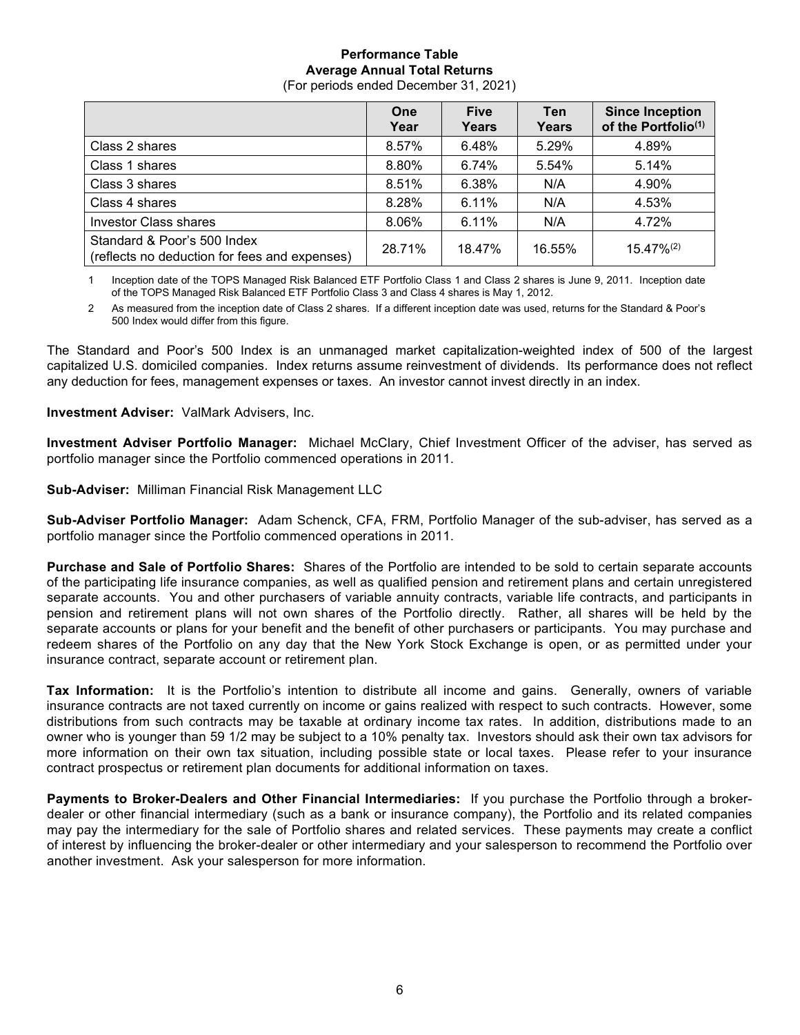**Performance Table**
**Average Annual Total Returns**
(For periods ended December 31, 2021)

| | One Year | Five Years | Ten Years | Since Inception of the Portfolio[(1)] |
|---|---|---|---|---|
| Class 2 shares | 8.57% | 6.48% | 5.29% | 4.89% |
| Class 1 shares | 8.80% | 6.74% | 5.54% | 5.14% |
| Class 3 shares | 8.51% | 6.38% | N/A | 4.90% |
| Class 4 shares | 8.28% | 6.11% | N/A | 4.53% |
| Investor Class shares | 8.06% | 6.11% | N/A | 4.72% |
| Standard & Poor's 500 Index (reflects no deduction for fees and expenses) | 28.71% | 18.47% | 16.55% | 15.47%[(2)] |

1 Inception date of the TOPS Managed Risk Balanced ETF Portfolio Class 1 and Class 2 shares is June 9, 2011. Inception date of the TOPS Managed Risk Balanced ETF Portfolio Class 3 and Class 4 shares is May 1, 2012.

2 As measured from the inception date of Class 2 shares. If a different inception date was used, returns for the Standard & Poor's 500 Index would differ from this figure.

The Standard and Poor's 500 Index is an unmanaged market capitalization-weighted index of 500 of the largest capitalized U.S. domiciled companies. Index returns assume reinvestment of dividends. Its performance does not reflect any deduction for fees, management expenses or taxes. An investor cannot invest directly in an index.

**Investment Adviser:** ValMark Advisers, Inc.

**Investment Adviser Portfolio Manager:** Michael McClary, Chief Investment Officer of the adviser, has served as portfolio manager since the Portfolio commenced operations in 2011.

**Sub-Adviser:** Milliman Financial Risk Management LLC

**Sub-Adviser Portfolio Manager:** Adam Schenck, CFA, FRM, Portfolio Manager of the sub-adviser, has served as a portfolio manager since the Portfolio commenced operations in 2011.

**Purchase and Sale of Portfolio Shares:** Shares of the Portfolio are intended to be sold to certain separate accounts of the participating life insurance companies, as well as qualified pension and retirement plans and certain unregistered separate accounts. You and other purchasers of variable annuity contracts, variable life contracts, and participants in pension and retirement plans will not own shares of the Portfolio directly. Rather, all shares will be held by the separate accounts or plans for your benefit and the benefit of other purchasers or participants. You may purchase and redeem shares of the Portfolio on any day that the New York Stock Exchange is open, or as permitted under your insurance contract, separate account or retirement plan.

**Tax Information:** It is the Portfolio's intention to distribute all income and gains. Generally, owners of variable insurance contracts are not taxed currently on income or gains realized with respect to such contracts. However, some distributions from such contracts may be taxable at ordinary income tax rates. In addition, distributions made to an owner who is younger than 59 1/2 may be subject to a 10% penalty tax. Investors should ask their own tax advisors for more information on their own tax situation, including possible state or local taxes. Please refer to your insurance contract prospectus or retirement plan documents for additional information on taxes.

**Payments to Broker-Dealers and Other Financial Intermediaries:** If you purchase the Portfolio through a broker-dealer or other financial intermediary (such as a bank or insurance company), the Portfolio and its related companies may pay the intermediary for the sale of Portfolio shares and related services. These payments may create a conflict of interest by influencing the broker-dealer or other intermediary and your salesperson to recommend the Portfolio over another investment. Ask your salesperson for more information.